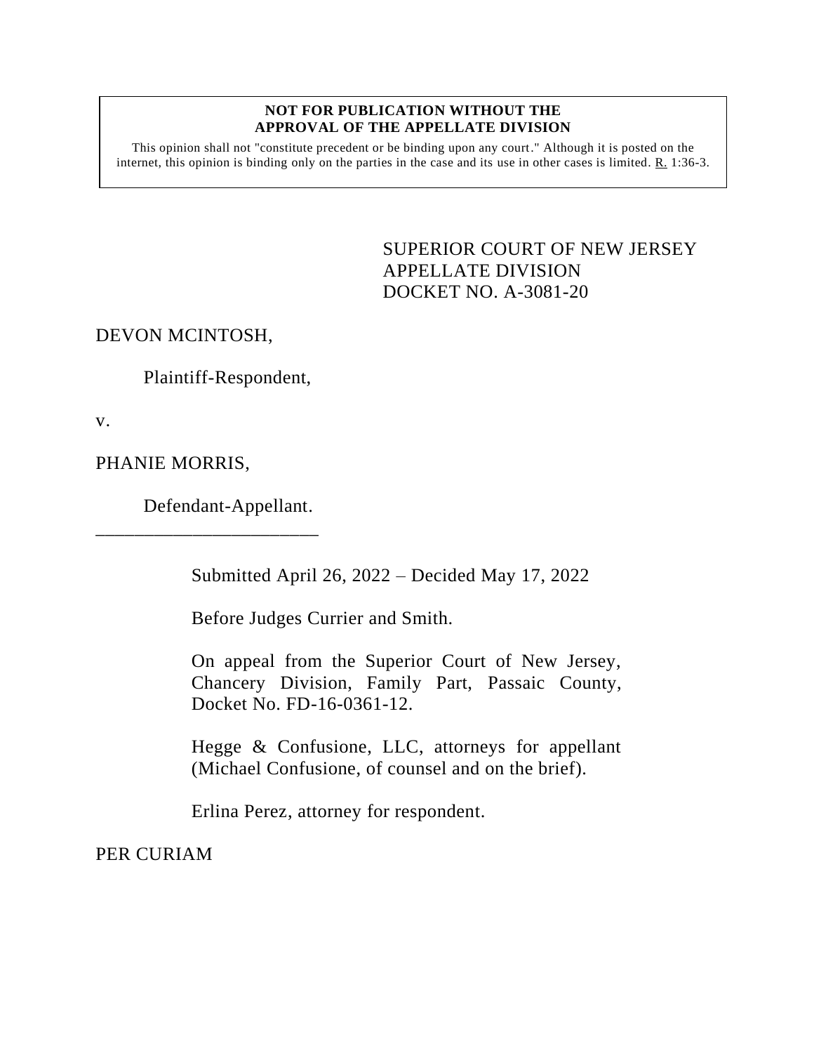**NOT FOR PUBLICATION WITHOUT THE APPROVAL OF THE APPELLATE DIVISION**

This opinion shall not "constitute precedent or be binding upon any court." Although it is posted on the internet, this opinion is binding only on the parties in the case and its use in other cases is limited. R. 1:36-3.

SUPERIOR COURT OF NEW JERSEY
APPELLATE DIVISION
DOCKET NO. A-3081-20

DEVON MCINTOSH,

Plaintiff-Respondent,

v.

PHANIE MORRIS,

Defendant-Appellant.

\_\_\_\_\_\_\_\_\_\_\_\_\_\_\_\_\_\_\_\_\_\_\_\_

Submitted April 26, 2022 – Decided May 17, 2022

Before Judges Currier and Smith.

On appeal from the Superior Court of New Jersey, Chancery Division, Family Part, Passaic County, Docket No. FD-16-0361-12.

Hegge & Confusione, LLC, attorneys for appellant (Michael Confusione, of counsel and on the brief).

Erlina Perez, attorney for respondent.

PER CURIAM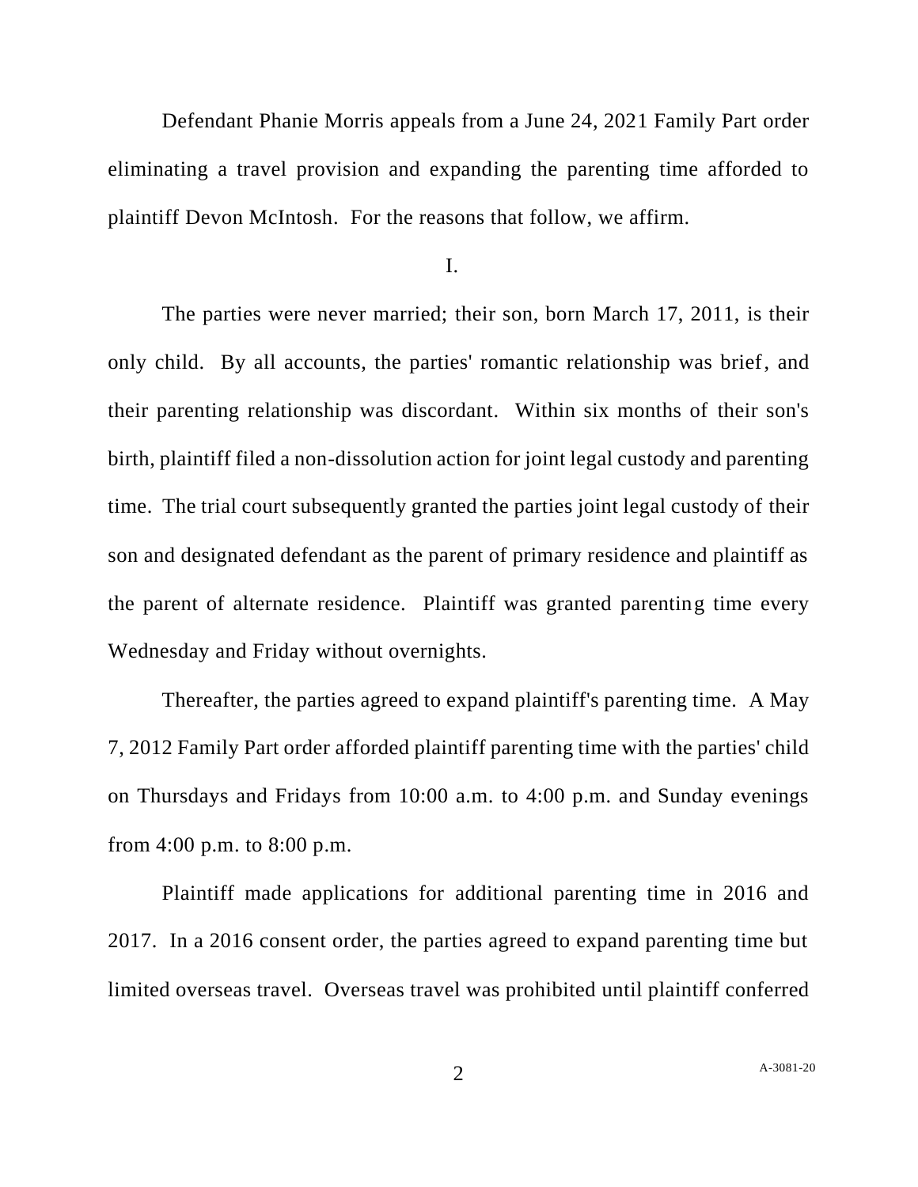Defendant Phanie Morris appeals from a June 24, 2021 Family Part order eliminating a travel provision and expanding the parenting time afforded to plaintiff Devon McIntosh. For the reasons that follow, we affirm.

I.

The parties were never married; their son, born March 17, 2011, is their only child. By all accounts, the parties' romantic relationship was brief, and their parenting relationship was discordant. Within six months of their son's birth, plaintiff filed a non-dissolution action for joint legal custody and parenting time. The trial court subsequently granted the parties joint legal custody of their son and designated defendant as the parent of primary residence and plaintiff as the parent of alternate residence. Plaintiff was granted parenting time every Wednesday and Friday without overnights.

Thereafter, the parties agreed to expand plaintiff's parenting time. A May 7, 2012 Family Part order afforded plaintiff parenting time with the parties' child on Thursdays and Fridays from 10:00 a.m. to 4:00 p.m. and Sunday evenings from 4:00 p.m. to 8:00 p.m.

Plaintiff made applications for additional parenting time in 2016 and 2017. In a 2016 consent order, the parties agreed to expand parenting time but limited overseas travel. Overseas travel was prohibited until plaintiff conferred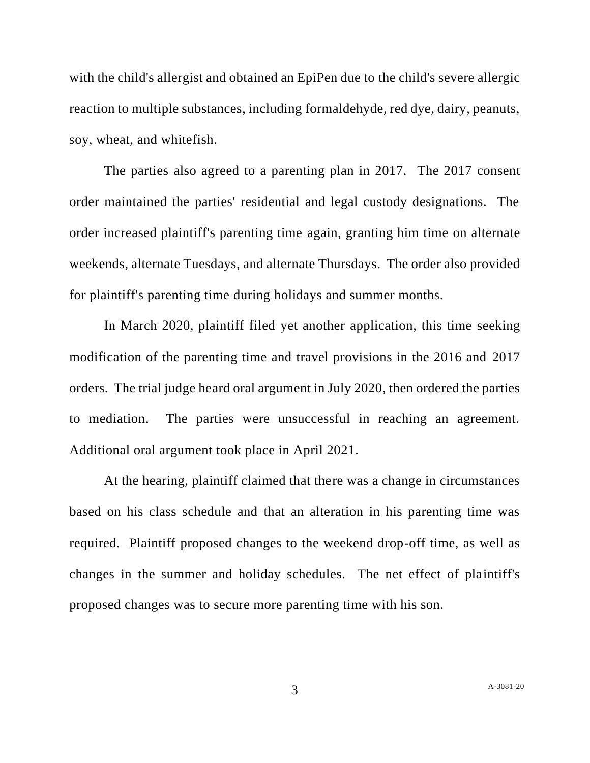with the child's allergist and obtained an EpiPen due to the child's severe allergic reaction to multiple substances, including formaldehyde, red dye, dairy, peanuts, soy, wheat, and whitefish.

The parties also agreed to a parenting plan in 2017. The 2017 consent order maintained the parties' residential and legal custody designations. The order increased plaintiff's parenting time again, granting him time on alternate weekends, alternate Tuesdays, and alternate Thursdays. The order also provided for plaintiff's parenting time during holidays and summer months.

In March 2020, plaintiff filed yet another application, this time seeking modification of the parenting time and travel provisions in the 2016 and 2017 orders. The trial judge heard oral argument in July 2020, then ordered the parties to mediation. The parties were unsuccessful in reaching an agreement. Additional oral argument took place in April 2021.

At the hearing, plaintiff claimed that there was a change in circumstances based on his class schedule and that an alteration in his parenting time was required. Plaintiff proposed changes to the weekend drop-off time, as well as changes in the summer and holiday schedules. The net effect of plaintiff's proposed changes was to secure more parenting time with his son.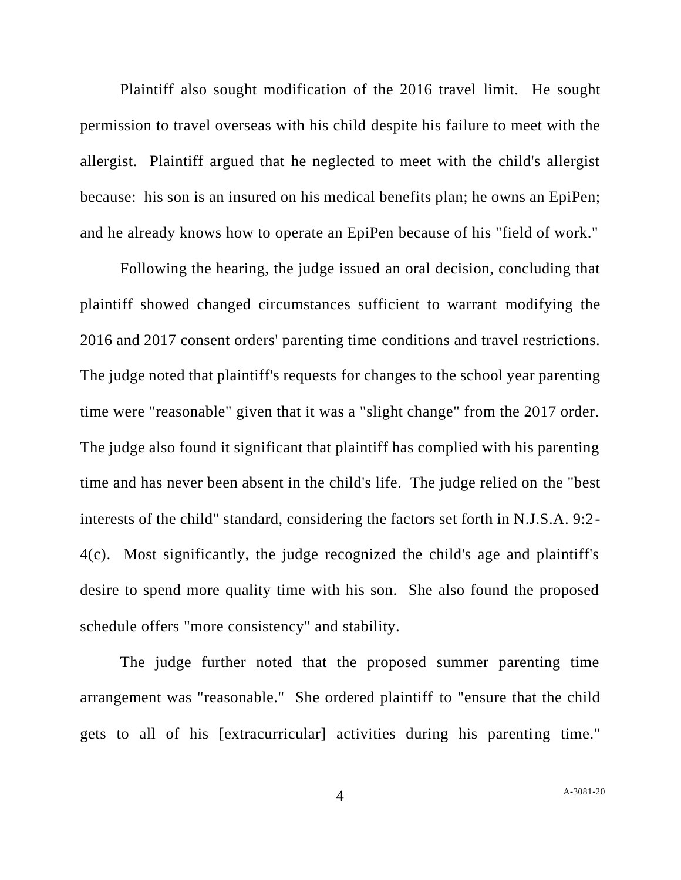Plaintiff also sought modification of the 2016 travel limit. He sought permission to travel overseas with his child despite his failure to meet with the allergist. Plaintiff argued that he neglected to meet with the child's allergist because: his son is an insured on his medical benefits plan; he owns an EpiPen; and he already knows how to operate an EpiPen because of his "field of work."

Following the hearing, the judge issued an oral decision, concluding that plaintiff showed changed circumstances sufficient to warrant modifying the 2016 and 2017 consent orders' parenting time conditions and travel restrictions. The judge noted that plaintiff's requests for changes to the school year parenting time were "reasonable" given that it was a "slight change" from the 2017 order. The judge also found it significant that plaintiff has complied with his parenting time and has never been absent in the child's life. The judge relied on the "best interests of the child" standard, considering the factors set forth in N.J.S.A. 9:2-4(c). Most significantly, the judge recognized the child's age and plaintiff's desire to spend more quality time with his son. She also found the proposed schedule offers "more consistency" and stability.

The judge further noted that the proposed summer parenting time arrangement was "reasonable." She ordered plaintiff to "ensure that the child gets to all of his [extracurricular] activities during his parenting time."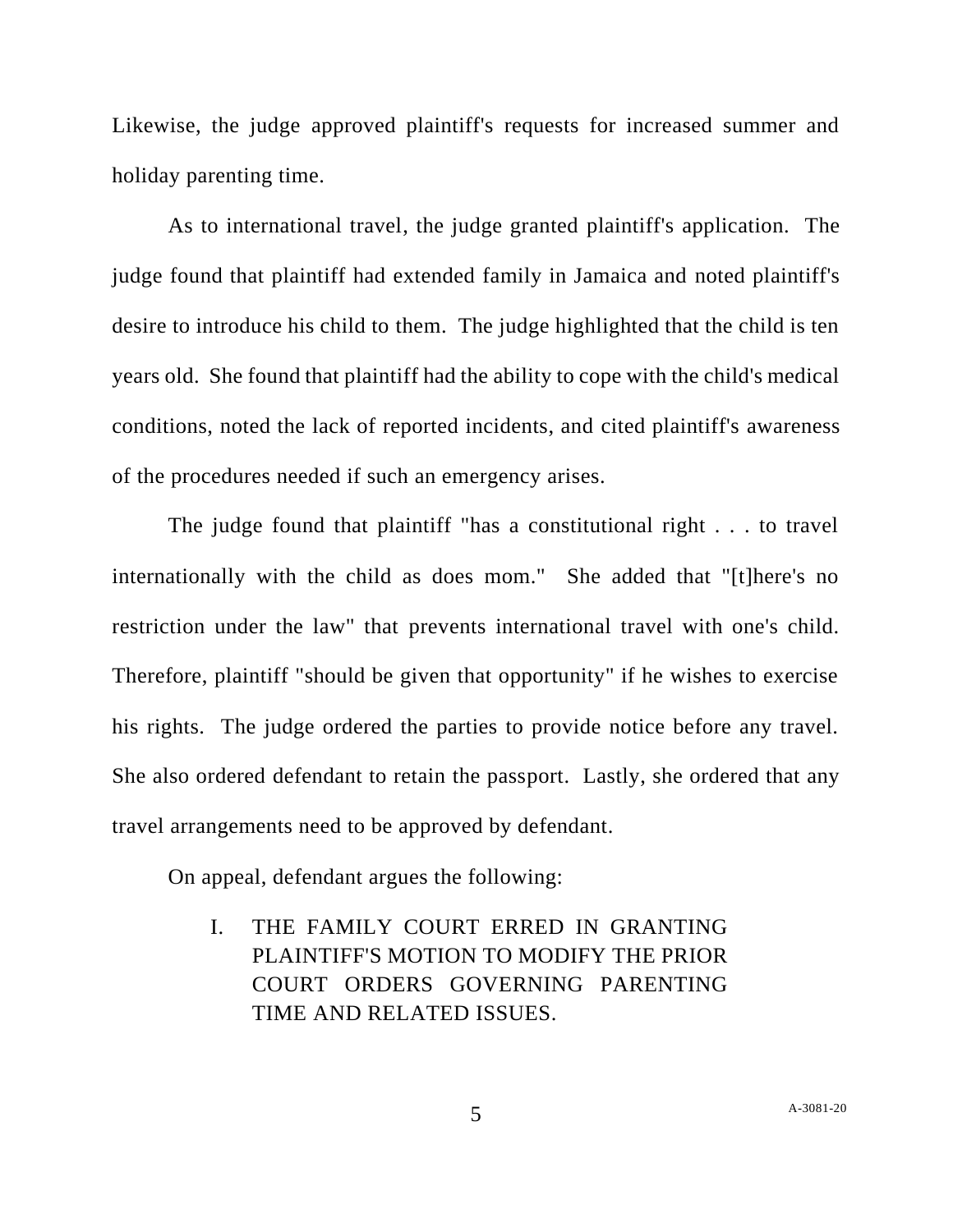Likewise, the judge approved plaintiff's requests for increased summer and holiday parenting time.

As to international travel, the judge granted plaintiff's application. The judge found that plaintiff had extended family in Jamaica and noted plaintiff's desire to introduce his child to them. The judge highlighted that the child is ten years old. She found that plaintiff had the ability to cope with the child's medical conditions, noted the lack of reported incidents, and cited plaintiff's awareness of the procedures needed if such an emergency arises.

The judge found that plaintiff "has a constitutional right . . . to travel internationally with the child as does mom." She added that "[t]here's no restriction under the law" that prevents international travel with one's child. Therefore, plaintiff "should be given that opportunity" if he wishes to exercise his rights. The judge ordered the parties to provide notice before any travel. She also ordered defendant to retain the passport. Lastly, she ordered that any travel arrangements need to be approved by defendant.

On appeal, defendant argues the following:

> I. THE FAMILY COURT ERRED IN GRANTING PLAINTIFF'S MOTION TO MODIFY THE PRIOR COURT ORDERS GOVERNING PARENTING TIME AND RELATED ISSUES.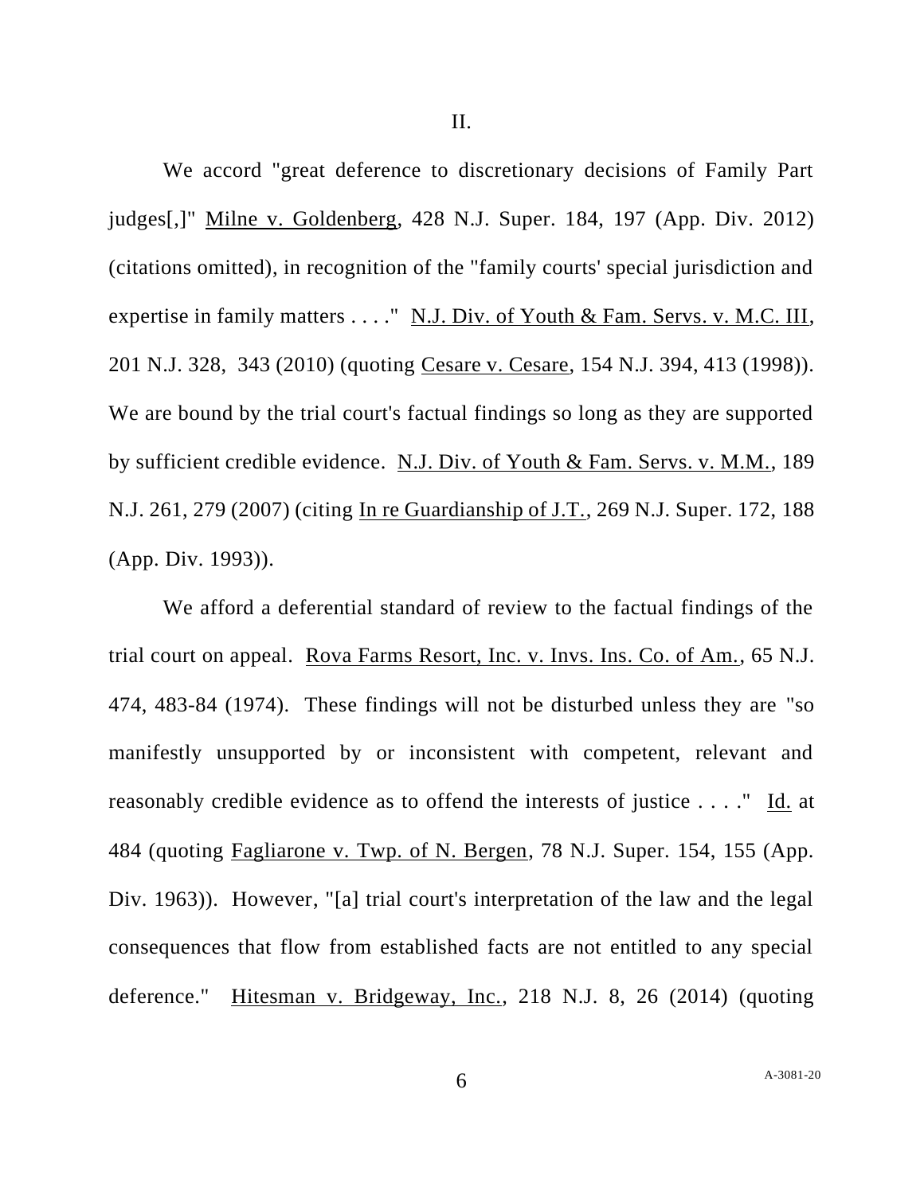II.

We accord "great deference to discretionary decisions of Family Part judges[,]" Milne v. Goldenberg, 428 N.J. Super. 184, 197 (App. Div. 2012) (citations omitted), in recognition of the "family courts' special jurisdiction and expertise in family matters . . . ." N.J. Div. of Youth & Fam. Servs. v. M.C. III, 201 N.J. 328, 343 (2010) (quoting Cesare v. Cesare, 154 N.J. 394, 413 (1998)). We are bound by the trial court's factual findings so long as they are supported by sufficient credible evidence. N.J. Div. of Youth & Fam. Servs. v. M.M., 189 N.J. 261, 279 (2007) (citing In re Guardianship of J.T., 269 N.J. Super. 172, 188 (App. Div. 1993)).

We afford a deferential standard of review to the factual findings of the trial court on appeal. Rova Farms Resort, Inc. v. Invs. Ins. Co. of Am., 65 N.J. 474, 483-84 (1974). These findings will not be disturbed unless they are "so manifestly unsupported by or inconsistent with competent, relevant and reasonably credible evidence as to offend the interests of justice . . . ." Id. at 484 (quoting Fagliarone v. Twp. of N. Bergen, 78 N.J. Super. 154, 155 (App. Div. 1963)). However, "[a] trial court's interpretation of the law and the legal consequences that flow from established facts are not entitled to any special deference." Hitesman v. Bridgeway, Inc., 218 N.J. 8, 26 (2014) (quoting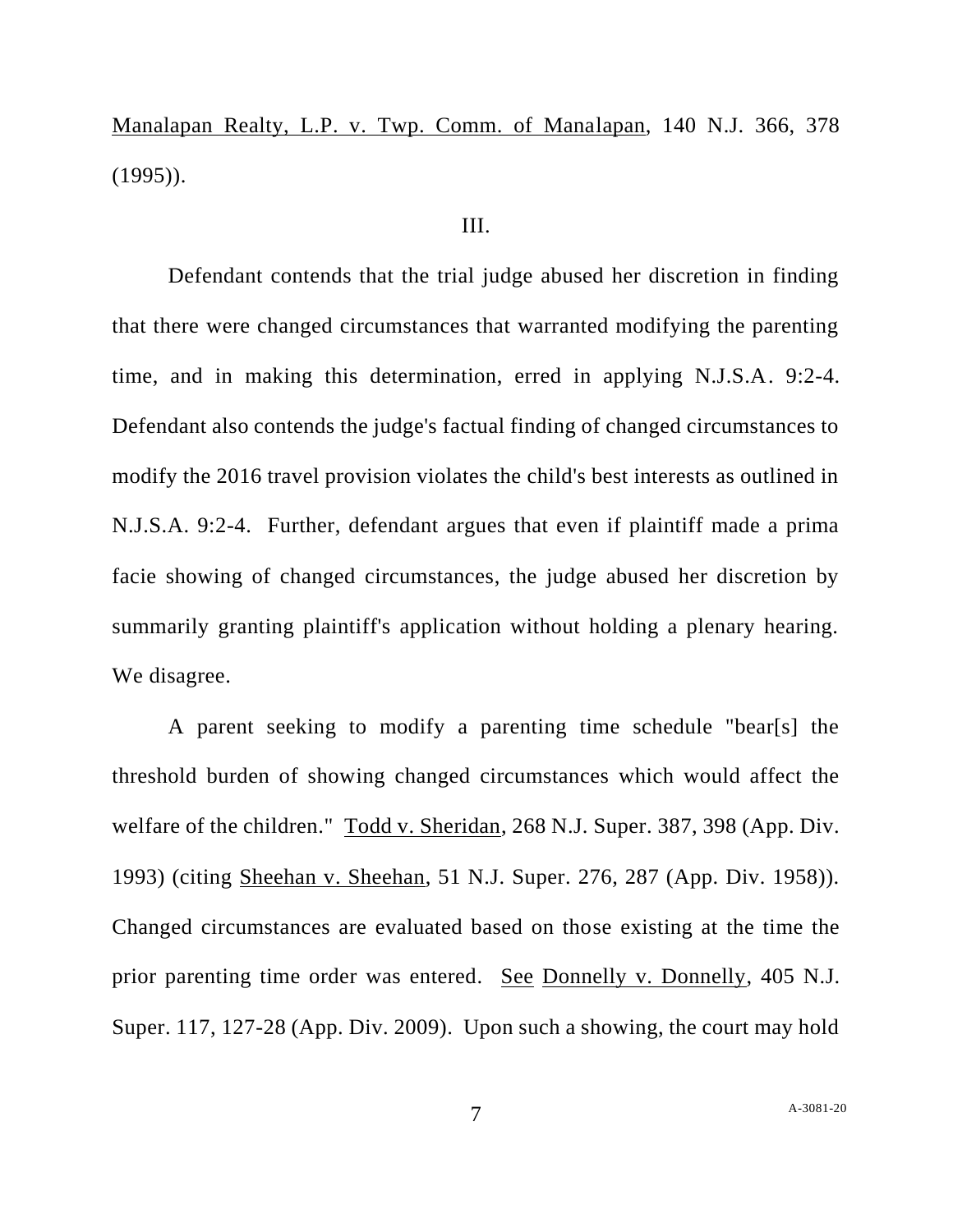Manalapan Realty, L.P. v. Twp. Comm. of Manalapan, 140 N.J. 366, 378 (1995)).

III.

Defendant contends that the trial judge abused her discretion in finding that there were changed circumstances that warranted modifying the parenting time, and in making this determination, erred in applying N.J.S.A. 9:2-4. Defendant also contends the judge's factual finding of changed circumstances to modify the 2016 travel provision violates the child's best interests as outlined in N.J.S.A. 9:2-4. Further, defendant argues that even if plaintiff made a prima facie showing of changed circumstances, the judge abused her discretion by summarily granting plaintiff's application without holding a plenary hearing. We disagree.

A parent seeking to modify a parenting time schedule "bear[s] the threshold burden of showing changed circumstances which would affect the welfare of the children." Todd v. Sheridan, 268 N.J. Super. 387, 398 (App. Div. 1993) (citing Sheehan v. Sheehan, 51 N.J. Super. 276, 287 (App. Div. 1958)). Changed circumstances are evaluated based on those existing at the time the prior parenting time order was entered. See Donnelly v. Donnelly, 405 N.J. Super. 117, 127-28 (App. Div. 2009). Upon such a showing, the court may hold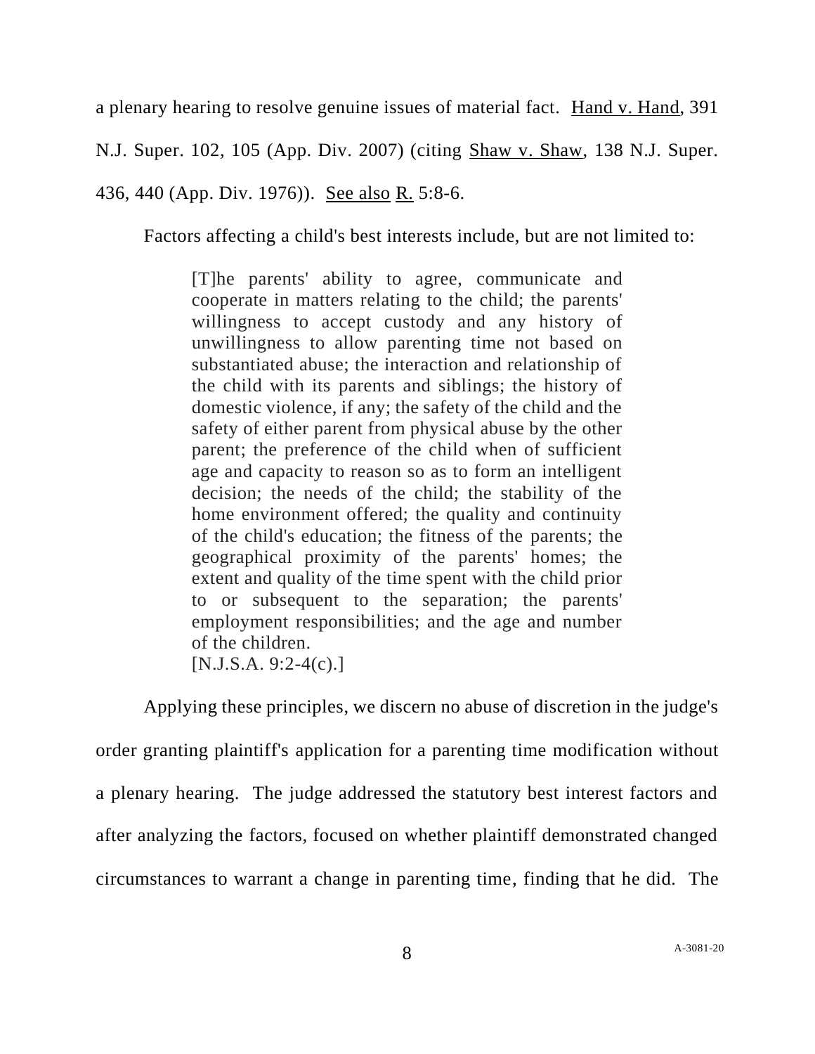a plenary hearing to resolve genuine issues of material fact. Hand v. Hand, 391 N.J. Super. 102, 105 (App. Div. 2007) (citing Shaw v. Shaw, 138 N.J. Super. 436, 440 (App. Div. 1976)). See also R. 5:8-6.

Factors affecting a child's best interests include, but are not limited to:

> [T]he parents' ability to agree, communicate and cooperate in matters relating to the child; the parents' willingness to accept custody and any history of unwillingness to allow parenting time not based on substantiated abuse; the interaction and relationship of the child with its parents and siblings; the history of domestic violence, if any; the safety of the child and the safety of either parent from physical abuse by the other parent; the preference of the child when of sufficient age and capacity to reason so as to form an intelligent decision; the needs of the child; the stability of the home environment offered; the quality and continuity of the child's education; the fitness of the parents; the geographical proximity of the parents' homes; the extent and quality of the time spent with the child prior to or subsequent to the separation; the parents' employment responsibilities; and the age and number of the children.
> [N.J.S.A. 9:2-4(c).]

Applying these principles, we discern no abuse of discretion in the judge's order granting plaintiff's application for a parenting time modification without a plenary hearing. The judge addressed the statutory best interest factors and after analyzing the factors, focused on whether plaintiff demonstrated changed circumstances to warrant a change in parenting time, finding that he did. The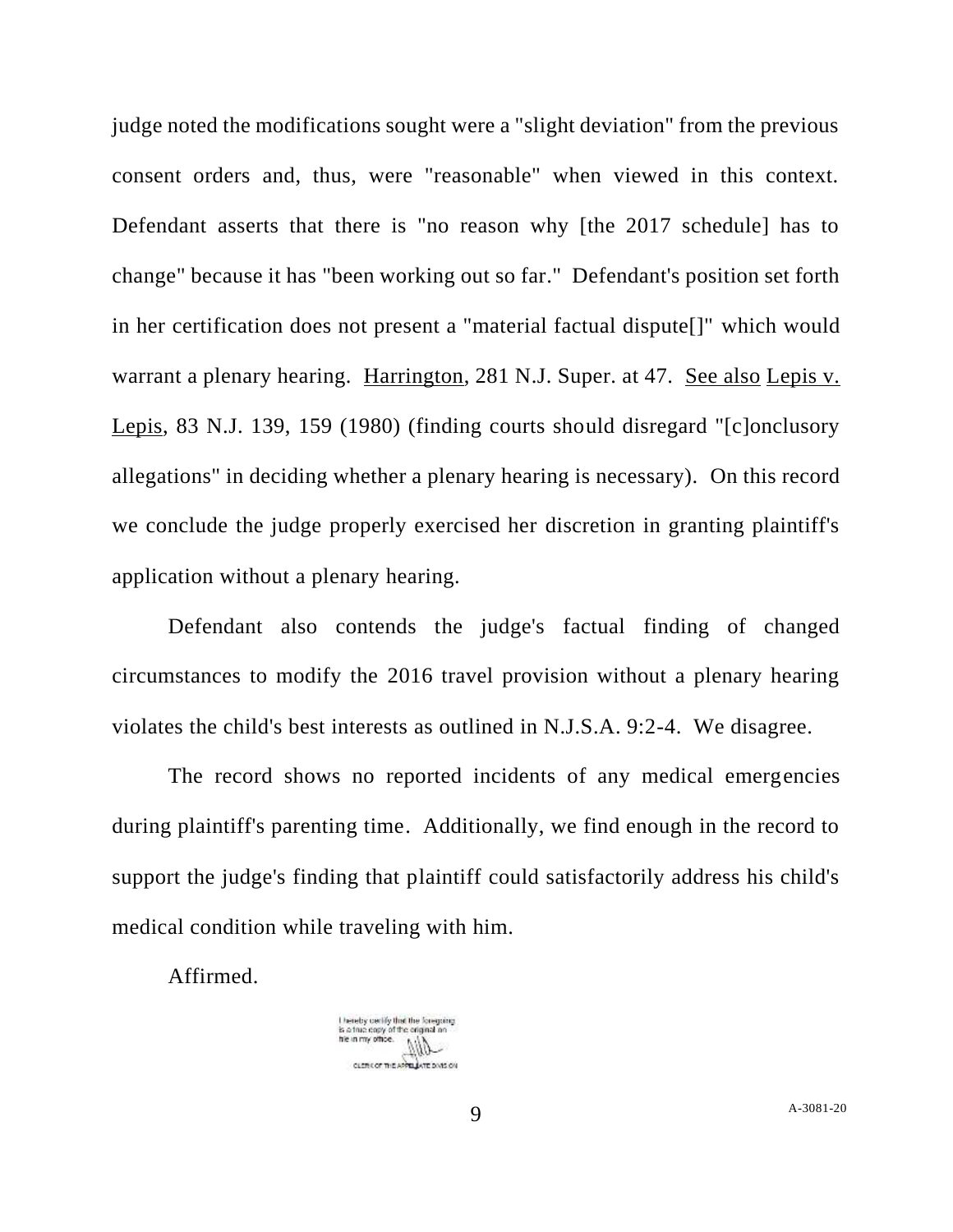judge noted the modifications sought were a "slight deviation" from the previous consent orders and, thus, were "reasonable" when viewed in this context. Defendant asserts that there is "no reason why [the 2017 schedule] has to change" because it has "been working out so far." Defendant's position set forth in her certification does not present a "material factual dispute[]" which would warrant a plenary hearing. Harrington, 281 N.J. Super. at 47. See also Lepis v. Lepis, 83 N.J. 139, 159 (1980) (finding courts should disregard "[c]onclusory allegations" in deciding whether a plenary hearing is necessary). On this record we conclude the judge properly exercised her discretion in granting plaintiff's application without a plenary hearing.

Defendant also contends the judge's factual finding of changed circumstances to modify the 2016 travel provision without a plenary hearing violates the child's best interests as outlined in N.J.S.A. 9:2-4. We disagree.

The record shows no reported incidents of any medical emergencies during plaintiff's parenting time. Additionally, we find enough in the record to support the judge's finding that plaintiff could satisfactorily address his child's medical condition while traveling with him.

Affirmed.

I hereby certify that the foregoing is a true copy of the original on file in my office.

CLERK OF THE APPELLATE DIVISION